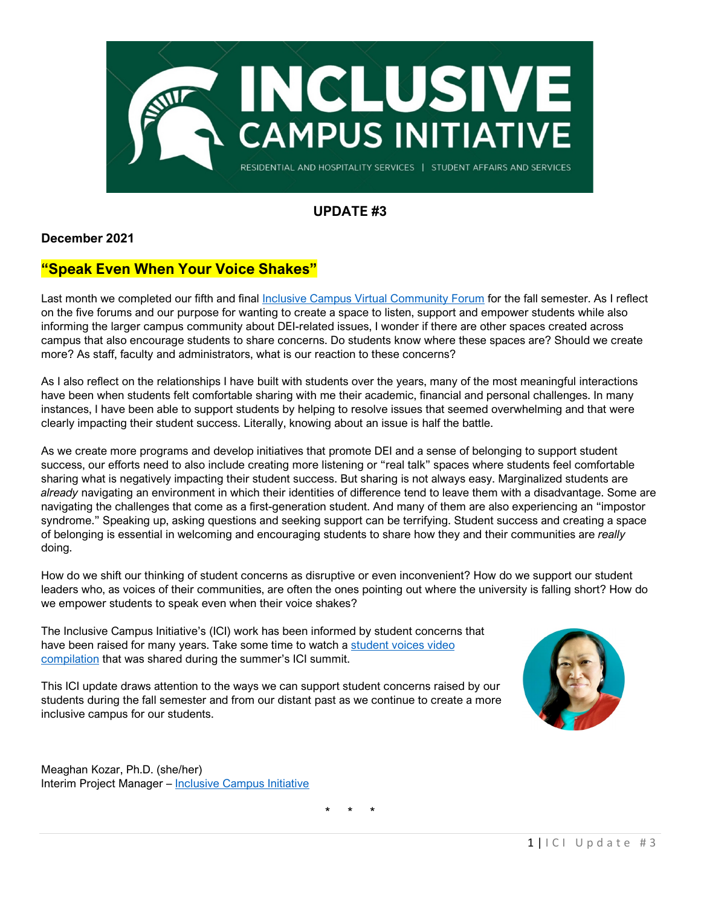# INCLUSIVE CAMPUS INITIATIVE

RESIDENTIAL AND HOSPITALITY SERVICES | STUDENT AFFAIRS AND SERVICES

## UPDATE #3

**December 2021**

## "Speak Even When Your Voice Shakes"

Last month we completed our fifth and final Inclusive Campus Virtual Community Forum for the fall semester. As I reflect on the five forums and our purpose for wanting to create a space to listen, support and empower students while also informing the larger campus community about DEI-related issues, I wonder if there are other spaces created across campus that also encourage students to share concerns. Do students know where these spaces are? Should we create more? As staff, faculty and administrators, what is our reaction to these concerns?

As I also reflect on the relationships I have built with students over the years, many of the most meaningful interactions have been when students felt comfortable sharing with me their academic, financial and personal challenges. In many instances, I have been able to support students by helping to resolve issues that seemed overwhelming and that were clearly impacting their student success. Literally, knowing about an issue is half the battle.

As we create more programs and develop initiatives that promote DEI and a sense of belonging to support student success, our efforts need to also include creating more listening or "real talk" spaces where students feel comfortable sharing what is negatively impacting their student success. But sharing is not always easy. Marginalized students are *already* navigating an environment in which their identities of difference tend to leave them with a disadvantage. Some are navigating the challenges that come as a first-generation student. And many of them are also experiencing an "impostor syndrome." Speaking up, asking questions and seeking support can be terrifying. Student success and creating a space of belonging is essential in welcoming and encouraging students to share how they and their communities are *really* doing.

How do we shift our thinking of student concerns as disruptive or even inconvenient? How do we support our student leaders who, as voices of their communities, are often the ones pointing out where the university is falling short? How do we empower students to speak even when their voice shakes?

The Inclusive Campus Initiative's (ICI) work has been informed by student concerns that have been raised for many years. Take some time to watch a student voices video compilation that was shared during the summer's ICI summit.

This ICI update draws attention to the ways we can support student concerns raised by our students during the fall semester and from our distant past as we continue to create a more inclusive campus for our students.

Meaghan Kozar, Ph.D. (she/her)
Interim Project Manager – Inclusive Campus Initiative

\* \* \*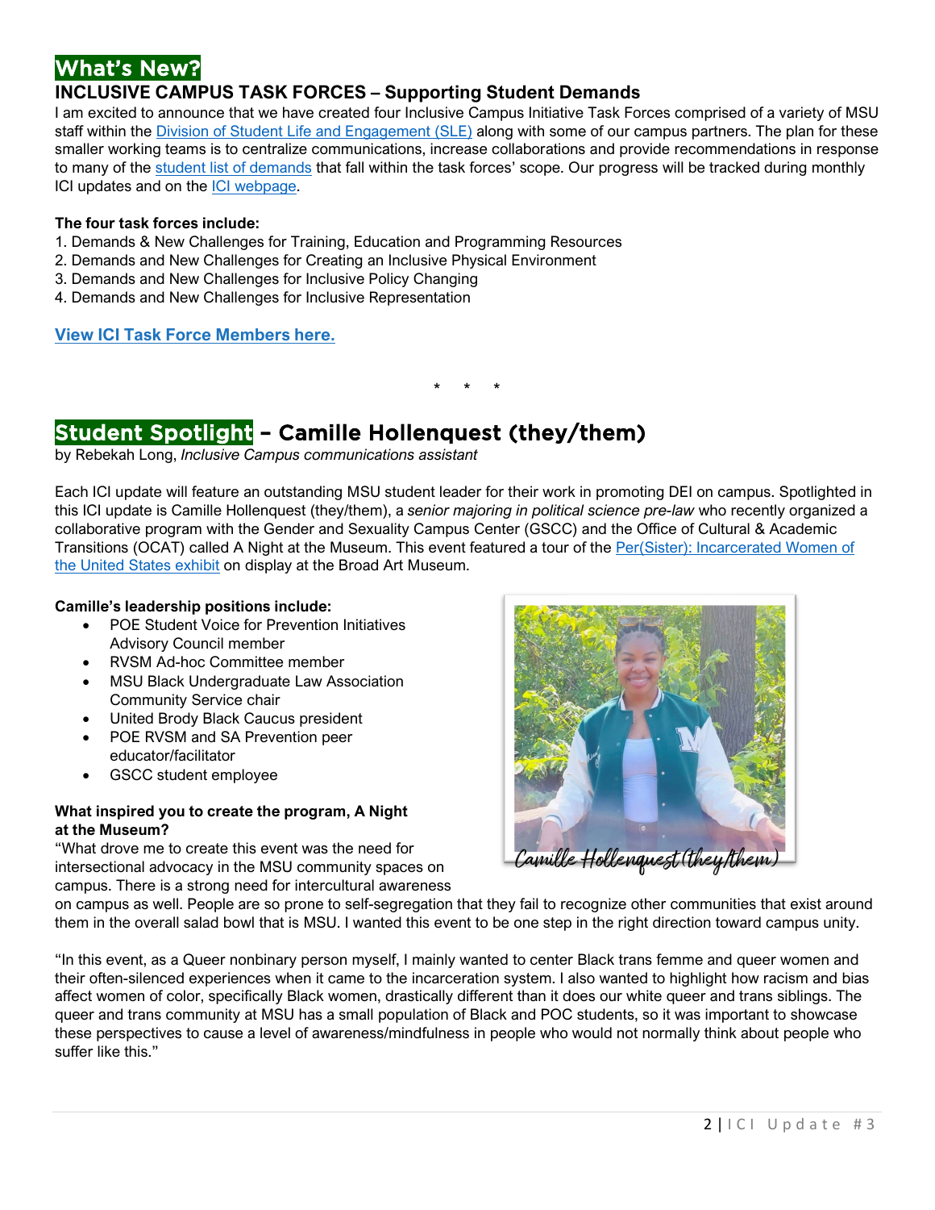## What's New?

### INCLUSIVE CAMPUS TASK FORCES – Supporting Student Demands

I am excited to announce that we have created four Inclusive Campus Initiative Task Forces comprised of a variety of MSU staff within the Division of Student Life and Engagement (SLE) along with some of our campus partners. The plan for these smaller working teams is to centralize communications, increase collaborations and provide recommendations in response to many of the student list of demands that fall within the task forces' scope. Our progress will be tracked during monthly ICI updates and on the ICI webpage.

**The four task forces include:**

1. Demands & New Challenges for Training, Education and Programming Resources
2. Demands and New Challenges for Creating an Inclusive Physical Environment
3. Demands and New Challenges for Inclusive Policy Changing
4. Demands and New Challenges for Inclusive Representation

**View ICI Task Force Members here.**

\* \* \*

## Student Spotlight – Camille Hollenquest (they/them)

by Rebekah Long, *Inclusive Campus communications assistant*

Each ICI update will feature an outstanding MSU student leader for their work in promoting DEI on campus. Spotlighted in this ICI update is Camille Hollenquest (they/them), a *senior majoring in political science pre-law* who recently organized a collaborative program with the Gender and Sexuality Campus Center (GSCC) and the Office of Cultural & Academic Transitions (OCAT) called A Night at the Museum. This event featured a tour of the Per(Sister): Incarcerated Women of the United States exhibit on display at the Broad Art Museum.

**Camille's leadership positions include:**

- POE Student Voice for Prevention Initiatives Advisory Council member
- RVSM Ad-hoc Committee member
- MSU Black Undergraduate Law Association Community Service chair
- United Brody Black Caucus president
- POE RVSM and SA Prevention peer educator/facilitator
- GSCC student employee

Camille Hollenquest (they/them)

**What inspired you to create the program, A Night at the Museum?**

"What drove me to create this event was the need for intersectional advocacy in the MSU community spaces on campus. There is a strong need for intercultural awareness on campus as well. People are so prone to self-segregation that they fail to recognize other communities that exist around them in the overall salad bowl that is MSU. I wanted this event to be one step in the right direction toward campus unity.

"In this event, as a Queer nonbinary person myself, I mainly wanted to center Black trans femme and queer women and their often-silenced experiences when it came to the incarceration system. I also wanted to highlight how racism and bias affect women of color, specifically Black women, drastically different than it does our white queer and trans siblings. The queer and trans community at MSU has a small population of Black and POC students, so it was important to showcase these perspectives to cause a level of awareness/mindfulness in people who would not normally think about people who suffer like this."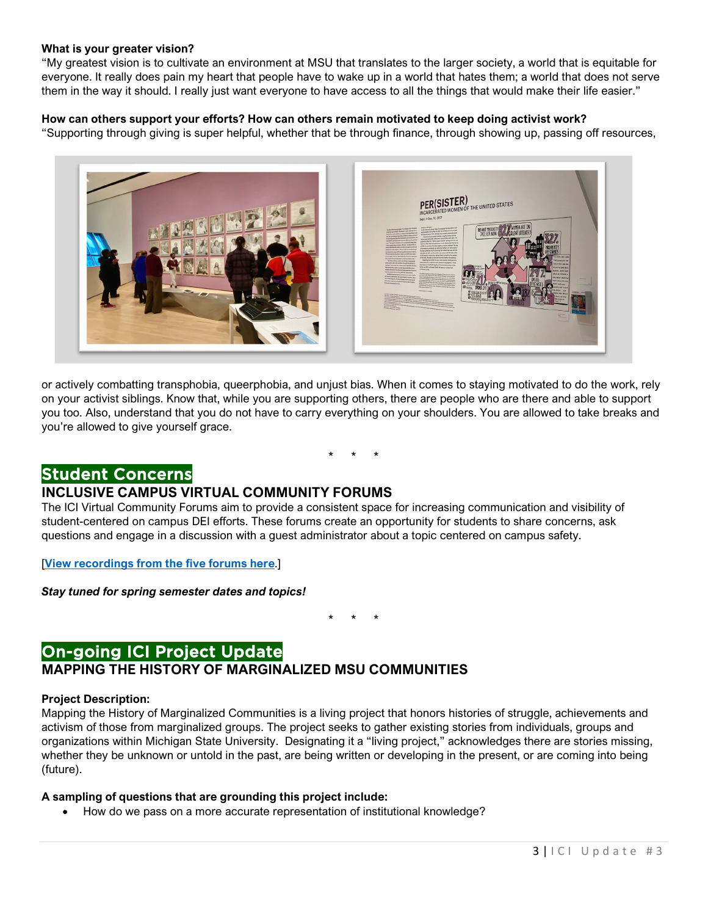**What is your greater vision?**

"My greatest vision is to cultivate an environment at MSU that translates to the larger society, a world that is equitable for everyone. It really does pain my heart that people have to wake up in a world that hates them; a world that does not serve them in the way it should. I really just want everyone to have access to all the things that would make their life easier."

**How can others support your efforts? How can others remain motivated to keep doing activist work?**

"Supporting through giving is super helpful, whether that be through finance, through showing up, passing off resources, or actively combatting transphobia, queerphobia, and unjust bias. When it comes to staying motivated to do the work, rely on your activist siblings. Know that, while you are supporting others, there are people who are there and able to support you too. Also, understand that you do not have to carry everything on your shoulders. You are allowed to take breaks and you're allowed to give yourself grace.

\* \* \*

## Student Concerns

### INCLUSIVE CAMPUS VIRTUAL COMMUNITY FORUMS

The ICI Virtual Community Forums aim to provide a consistent space for increasing communication and visibility of student-centered on campus DEI efforts. These forums create an opportunity for students to share concerns, ask questions and engage in a discussion with a guest administrator about a topic centered on campus safety.

[View recordings from the five forums here.]

***Stay tuned for spring semester dates and topics!***

\* \* \*

## On-going ICI Project Update

### MAPPING THE HISTORY OF MARGINALIZED MSU COMMUNITIES

**Project Description:**

Mapping the History of Marginalized Communities is a living project that honors histories of struggle, achievements and activism of those from marginalized groups. The project seeks to gather existing stories from individuals, groups and organizations within Michigan State University. Designating it a "living project," acknowledges there are stories missing, whether they be unknown or untold in the past, are being written or developing in the present, or are coming into being (future).

**A sampling of questions that are grounding this project include:**

- How do we pass on a more accurate representation of institutional knowledge?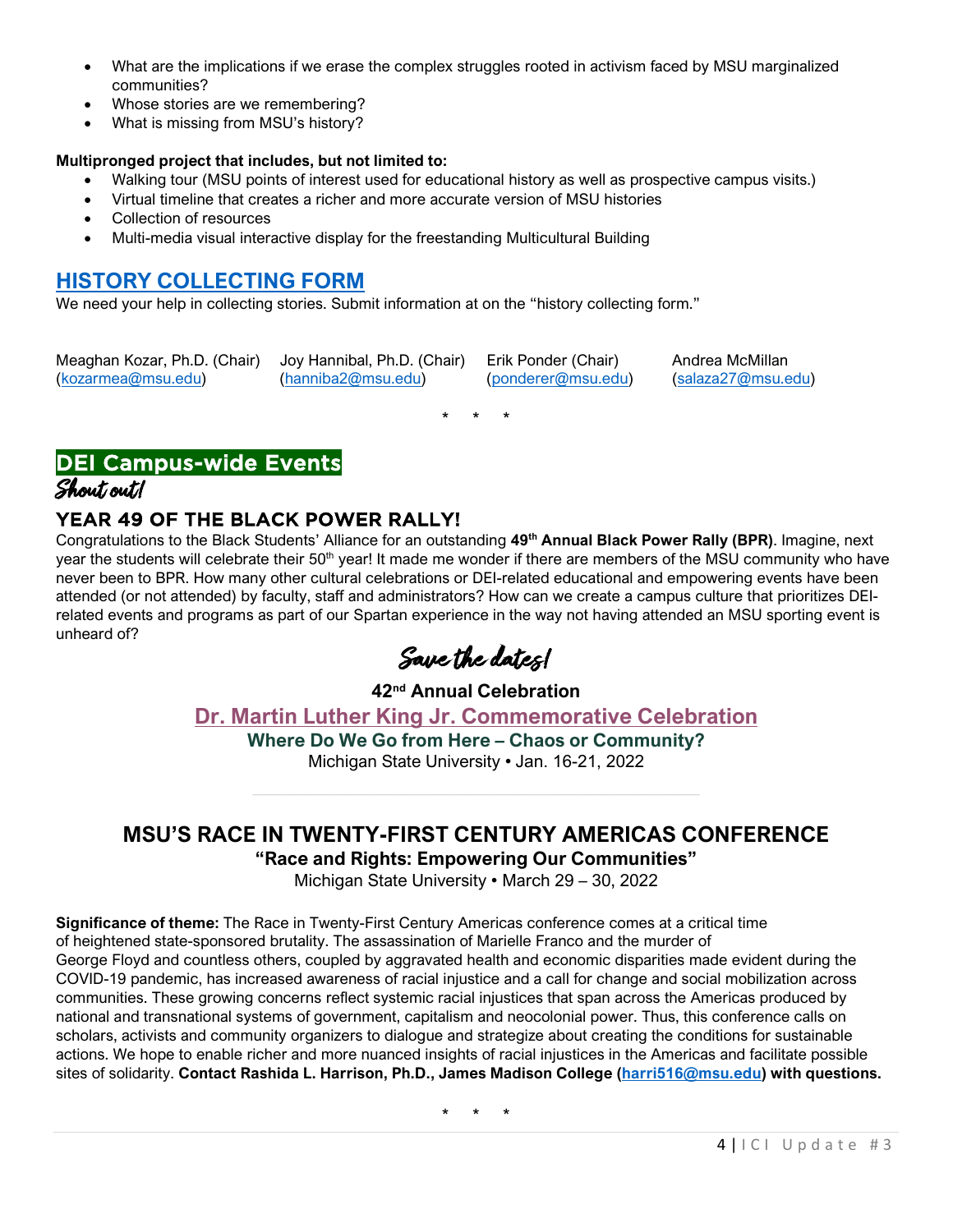- What are the implications if we erase the complex struggles rooted in activism faced by MSU marginalized communities?
- Whose stories are we remembering?
- What is missing from MSU's history?

**Multipronged project that includes, but not limited to:**

- Walking tour (MSU points of interest used for educational history as well as prospective campus visits.)
- Virtual timeline that creates a richer and more accurate version of MSU histories
- Collection of resources
- Multi-media visual interactive display for the freestanding Multicultural Building

## HISTORY COLLECTING FORM

We need your help in collecting stories. Submit information at on the "history collecting form."

Meaghan Kozar, Ph.D. (Chair) (kozarmea@msu.edu)
Joy Hannibal, Ph.D. (Chair) (hanniba2@msu.edu)
Erik Ponder (Chair) (ponderer@msu.edu)
Andrea McMillan (salaza27@msu.edu)

\* \* \*

## DEI Campus-wide Events

*Shout out!*

### YEAR 49 OF THE BLACK POWER RALLY!

Congratulations to the Black Students' Alliance for an outstanding **49th Annual Black Power Rally (BPR)**. Imagine, next year the students will celebrate their 50th year! It made me wonder if there are members of the MSU community who have never been to BPR. How many other cultural celebrations or DEI-related educational and empowering events have been attended (or not attended) by faculty, staff and administrators? How can we create a campus culture that prioritizes DEI-related events and programs as part of our Spartan experience in the way not having attended an MSU sporting event is unheard of?

*Save the dates!*

**42nd Annual Celebration**

**Dr. Martin Luther King Jr. Commemorative Celebration**

**Where Do We Go from Here – Chaos or Community?**

Michigan State University • Jan. 16-21, 2022

---

### MSU'S RACE IN TWENTY-FIRST CENTURY AMERICAS CONFERENCE

**"Race and Rights: Empowering Our Communities"**

Michigan State University • March 29 – 30, 2022

**Significance of theme:** The Race in Twenty-First Century Americas conference comes at a critical time of heightened state-sponsored brutality. The assassination of Marielle Franco and the murder of George Floyd and countless others, coupled by aggravated health and economic disparities made evident during the COVID-19 pandemic, has increased awareness of racial injustice and a call for change and social mobilization across communities. These growing concerns reflect systemic racial injustices that span across the Americas produced by national and transnational systems of government, capitalism and neocolonial power. Thus, this conference calls on scholars, activists and community organizers to dialogue and strategize about creating the conditions for sustainable actions. We hope to enable richer and more nuanced insights of racial injustices in the Americas and facilitate possible sites of solidarity. **Contact Rashida L. Harrison, Ph.D., James Madison College (harri516@msu.edu) with questions.**

\* \* \*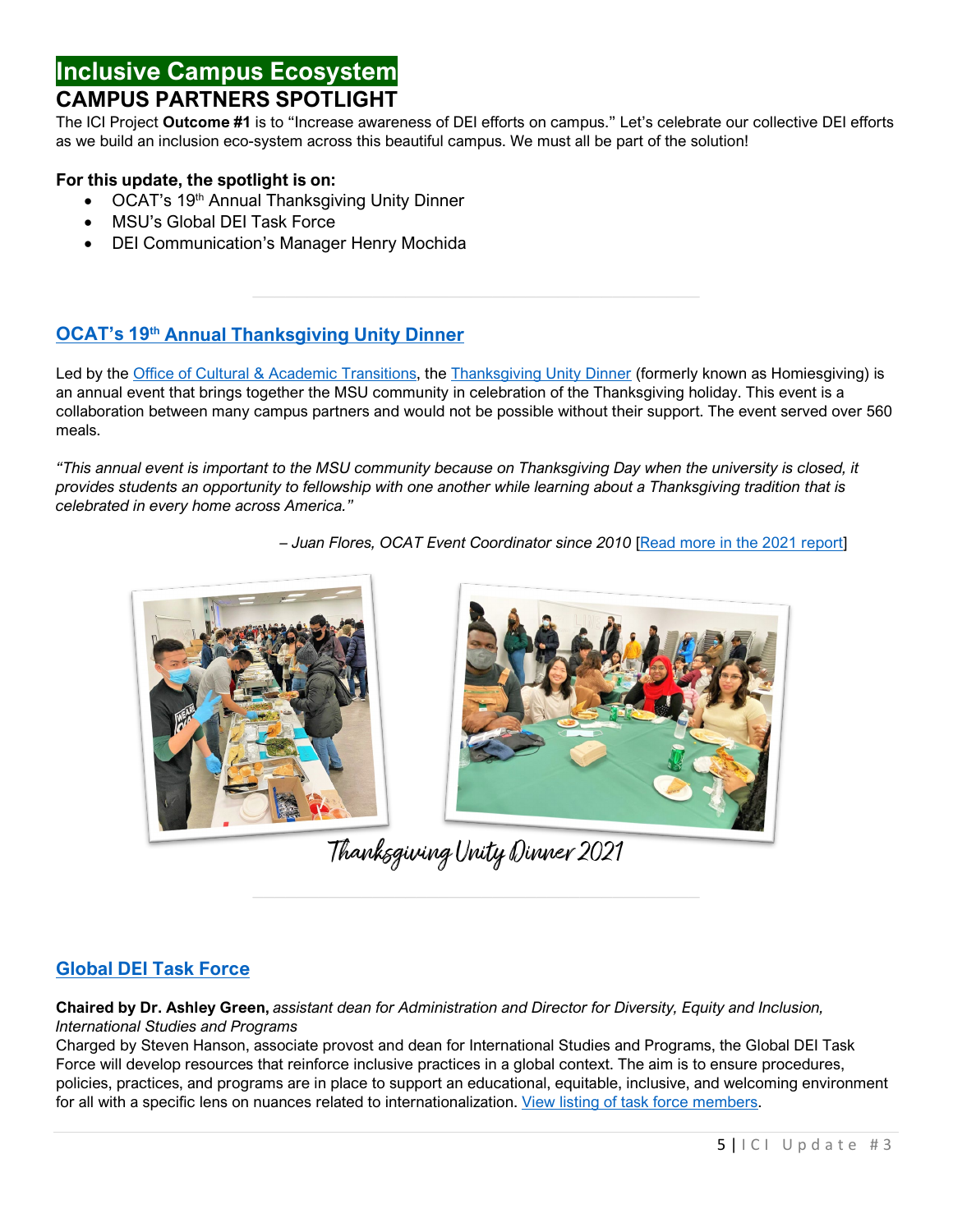# Inclusive Campus Ecosystem

## CAMPUS PARTNERS SPOTLIGHT

The ICI Project **Outcome #1** is to "Increase awareness of DEI efforts on campus." Let's celebrate our collective DEI efforts as we build an inclusion eco-system across this beautiful campus. We must all be part of the solution!

**For this update, the spotlight is on:**

- OCAT's 19th Annual Thanksgiving Unity Dinner
- MSU's Global DEI Task Force
- DEI Communication's Manager Henry Mochida

---

### OCAT's 19th Annual Thanksgiving Unity Dinner

Led by the Office of Cultural & Academic Transitions, the Thanksgiving Unity Dinner (formerly known as Homiesgiving) is an annual event that brings together the MSU community in celebration of the Thanksgiving holiday. This event is a collaboration between many campus partners and would not be possible without their support. The event served over 560 meals.

*"This annual event is important to the MSU community because on Thanksgiving Day when the university is closed, it provides students an opportunity to fellowship with one another while learning about a Thanksgiving tradition that is celebrated in every home across America."*

*– Juan Flores, OCAT Event Coordinator since 2010* [Read more in the 2021 report]

Thanksgiving Unity Dinner 2021

---

### Global DEI Task Force

**Chaired by Dr. Ashley Green,** *assistant dean for Administration and Director for Diversity, Equity and Inclusion, International Studies and Programs*

Charged by Steven Hanson, associate provost and dean for International Studies and Programs, the Global DEI Task Force will develop resources that reinforce inclusive practices in a global context. The aim is to ensure procedures, policies, practices, and programs are in place to support an educational, equitable, inclusive, and welcoming environment for all with a specific lens on nuances related to internationalization. View listing of task force members.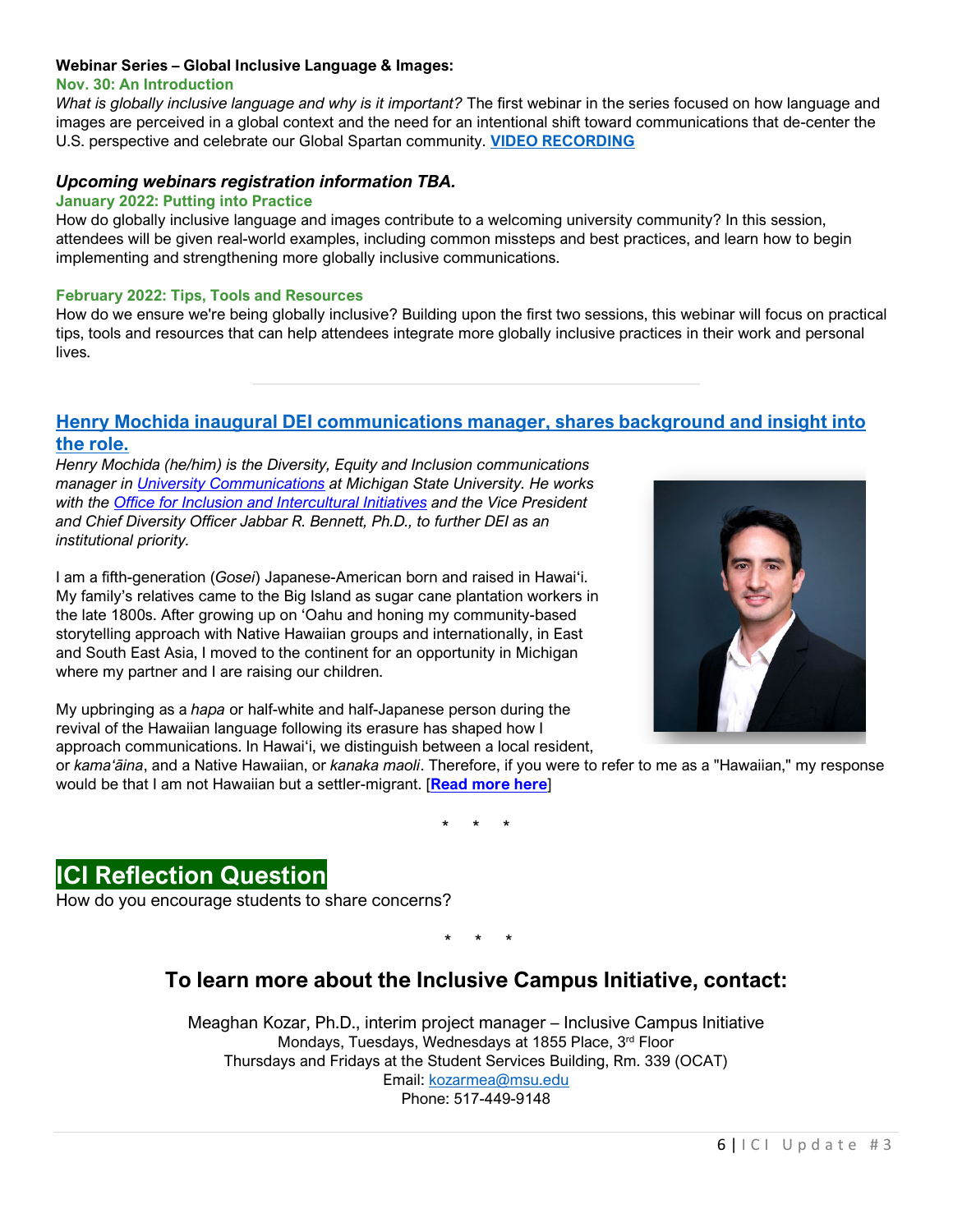**Webinar Series – Global Inclusive Language & Images:**

**Nov. 30: An Introduction**

*What is globally inclusive language and why is it important?* The first webinar in the series focused on how language and images are perceived in a global context and the need for an intentional shift toward communications that de-center the U.S. perspective and celebrate our Global Spartan community. **VIDEO RECORDING**

***Upcoming webinars registration information TBA.***

**January 2022: Putting into Practice**

How do globally inclusive language and images contribute to a welcoming university community? In this session, attendees will be given real-world examples, including common missteps and best practices, and learn how to begin implementing and strengthening more globally inclusive communications.

**February 2022: Tips, Tools and Resources**

How do we ensure we're being globally inclusive? Building upon the first two sessions, this webinar will focus on practical tips, tools and resources that can help attendees integrate more globally inclusive practices in their work and personal lives.

---

## Henry Mochida inaugural DEI communications manager, shares background and insight into the role.

*Henry Mochida (he/him) is the Diversity, Equity and Inclusion communications manager in University Communications at Michigan State University. He works with the Office for Inclusion and Intercultural Initiatives and the Vice President and Chief Diversity Officer Jabbar R. Bennett, Ph.D., to further DEI as an institutional priority.*

I am a fifth-generation (*Gosei*) Japanese-American born and raised in Hawaiʻi. My family's relatives came to the Big Island as sugar cane plantation workers in the late 1800s. After growing up on ʻOahu and honing my community-based storytelling approach with Native Hawaiian groups and internationally, in East and South East Asia, I moved to the continent for an opportunity in Michigan where my partner and I are raising our children.

My upbringing as a *hapa* or half-white and half-Japanese person during the revival of the Hawaiian language following its erasure has shaped how I approach communications. In Hawaiʻi, we distinguish between a local resident, or *kamaʻāina*, and a Native Hawaiian, or *kanaka maoli*. Therefore, if you were to refer to me as a "Hawaiian," my response would be that I am not Hawaiian but a settler-migrant. [**Read more here**]

\* \* \*

## ICI Reflection Question

How do you encourage students to share concerns?

\* \* \*

## To learn more about the Inclusive Campus Initiative, contact:

Meaghan Kozar, Ph.D., interim project manager – Inclusive Campus Initiative
Mondays, Tuesdays, Wednesdays at 1855 Place, 3rd Floor
Thursdays and Fridays at the Student Services Building, Rm. 339 (OCAT)
Email: kozarmea@msu.edu
Phone: 517-449-9148